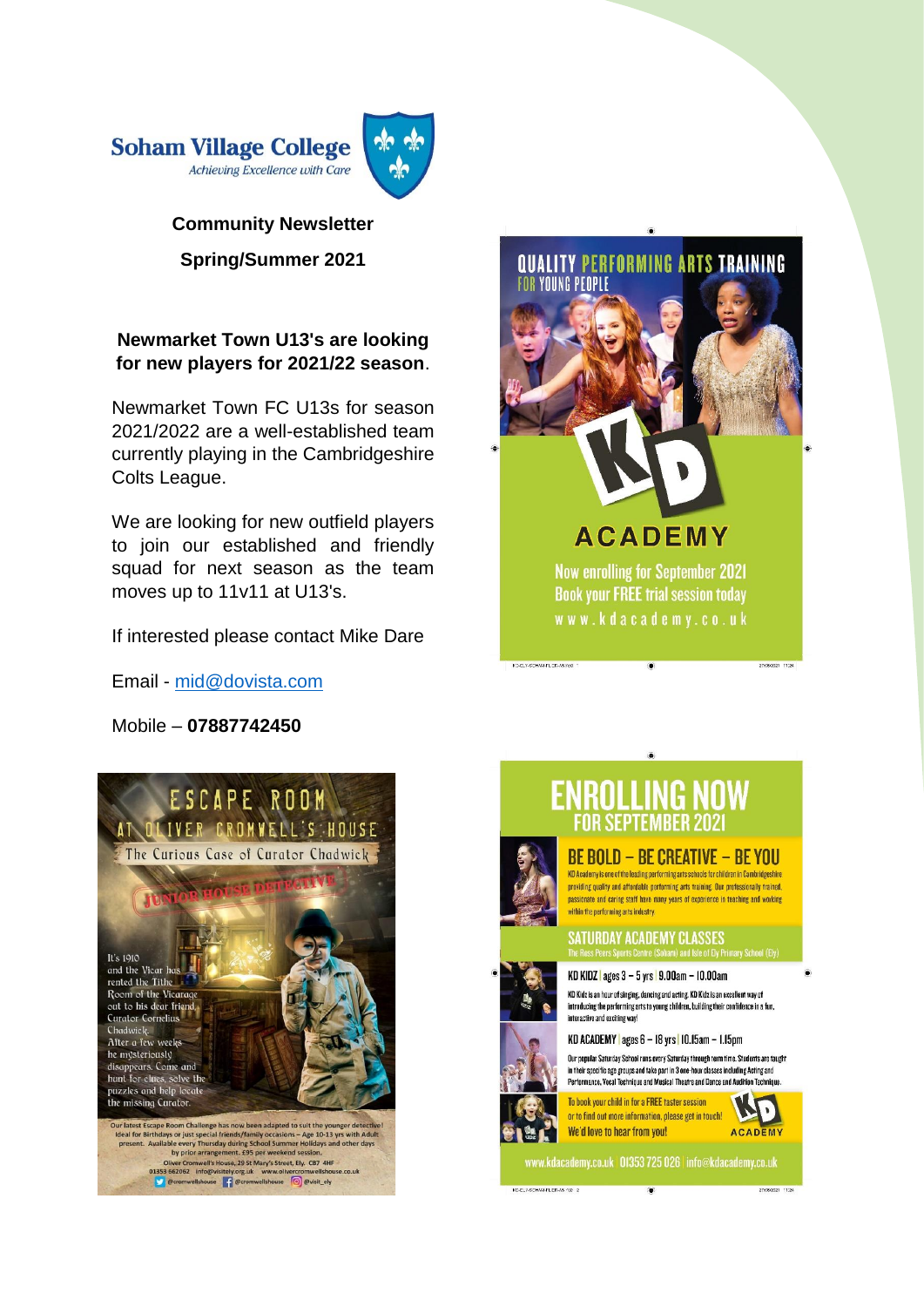# Soham Village College

*Achieving Excellence with Care*

**Community Newsletter**

**Spring/Summer 2021**

**Newmarket Town U13's are looking for new players for 2021/22 season**.

Newmarket Town FC U13s for season 2021/2022 are a well-established team currently playing in the Cambridgeshire Colts League.

We are looking for new outfield players to join our established and friendly squad for next season as the team moves up to 11v11 at U13's.

If interested please contact Mike Dare

Email - mid@dovista.com

Mobile – **07887742450**

## ESCAPE ROOM AT OLIVER CROMWELL'S HOUSE

The Curious Case of Curator Chadwick

JUNIOR HOUSE DETECTIVE

It's 1910 and the Vicar has rented the Tithe Room of the Vicarage out to his dear friend, Curator Cornelius Chadwick. After a few weeks he mysteriously disappears. Come and hunt for clues, solve the puzzles and help locate the missing Curator.

Our latest Escape Room Challenge has now been adapted to suit the younger detective! Ideal for Birthdays or just special friends/family occasions – Age 10-13 yrs with Adult present. Available every Thursday during School Summer Holidays and other days by prior arrangement. £95 per weekend session.

Oliver Cromwell's House, 29 St Mary's Street, Ely. CB7 4HF

01353 662062 info@visitely.org.uk www.olivercromwellshouse.co.uk

@cromwellshouse @cromwellshouse @visit_ely

## QUALITY PERFORMING ARTS TRAINING FOR YOUNG PEOPLE

KD ACADEMY

Now enrolling for September 2021

Book your FREE trial session today

www.kdacademy.co.uk

## ENROLLING NOW FOR SEPTEMBER 2021

### BE BOLD – BE CREATIVE – BE YOU

KD Academy is one of the leading performing arts schools for children in Cambridgeshire providing quality and affordable performing arts training. Our professionally trained, passionate and caring staff have many years of experience in teaching and working within the performing arts industry.

### SATURDAY ACADEMY CLASSES

The Ross Peers Sports Centre (Soham) and Isle of Ely Primary School (Ely)

**KD KIDZ** | ages 3 – 5 yrs | 9.00am – 10.00am

KD Kidz is an hour of singing, dancing and acting. KD Kidz is an excellent way of introducing the performing arts to young children, building their confidence in a fun, interactive and exciting way!

**KD ACADEMY** | ages 6 – 18 yrs | 10.15am – 1.15pm

Our popular Saturday School runs every Saturday through term time. Students are taught in their specific age groups and take part in 3 one-hour classes including Acting and Performance, Vocal Technique and Musical Theatre and Dance and Audition Technique.

To book your child in for a FREE taster session or to find out more information, please get in touch! We'd love to hear from you!

www.kdacademy.co.uk | 01353 725 026 | info@kdacademy.co.uk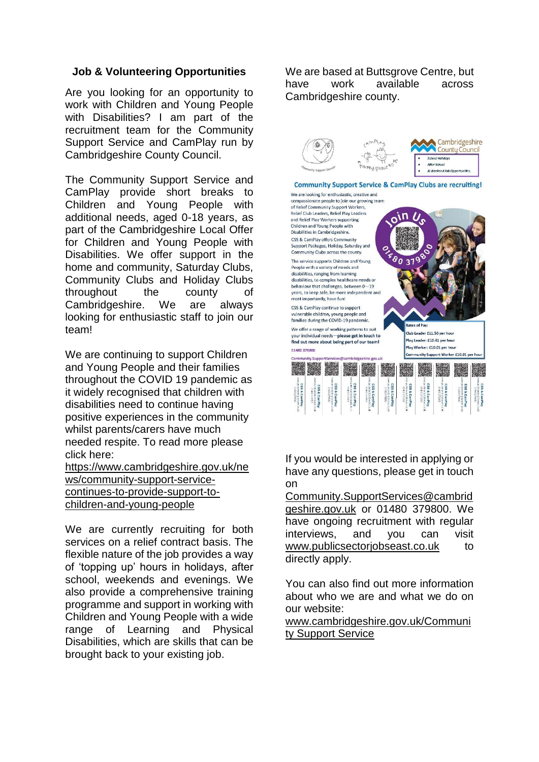### Job & Volunteering Opportunities

Are you looking for an opportunity to work with Children and Young People with Disabilities? I am part of the recruitment team for the Community Support Service and CamPlay run by Cambridgeshire County Council.

The Community Support Service and CamPlay provide short breaks to Children and Young People with additional needs, aged 0-18 years, as part of the Cambridgeshire Local Offer for Children and Young People with Disabilities. We offer support in the home and community, Saturday Clubs, Community Clubs and Holiday Clubs throughout the county of Cambridgeshire. We are always looking for enthusiastic staff to join our team!

We are continuing to support Children and Young People and their families throughout the COVID 19 pandemic as it widely recognised that children with disabilities need to continue having positive experiences in the community whilst parents/carers have much needed respite. To read more please click here: https://www.cambridgeshire.gov.uk/news/community-support-service-continues-to-provide-support-to-children-and-young-people

We are currently recruiting for both services on a relief contract basis. The flexible nature of the job provides a way of 'topping up' hours in holidays, after school, weekends and evenings. We also provide a comprehensive training programme and support in working with Children and Young People with a wide range of Learning and Physical Disabilities, which are skills that can be brought back to your existing job.

We are based at Buttsgrove Centre, but have work available across Cambridgeshire county.

If you would be interested in applying or have any questions, please get in touch on Community.SupportServices@cambridgeshire.gov.uk or 01480 379800. We have ongoing recruitment with regular interviews, and you can visit www.publicsectorjobseast.co.uk to directly apply.

You can also find out more information about who we are and what we do on our website: www.cambridgeshire.gov.uk/Community Support Service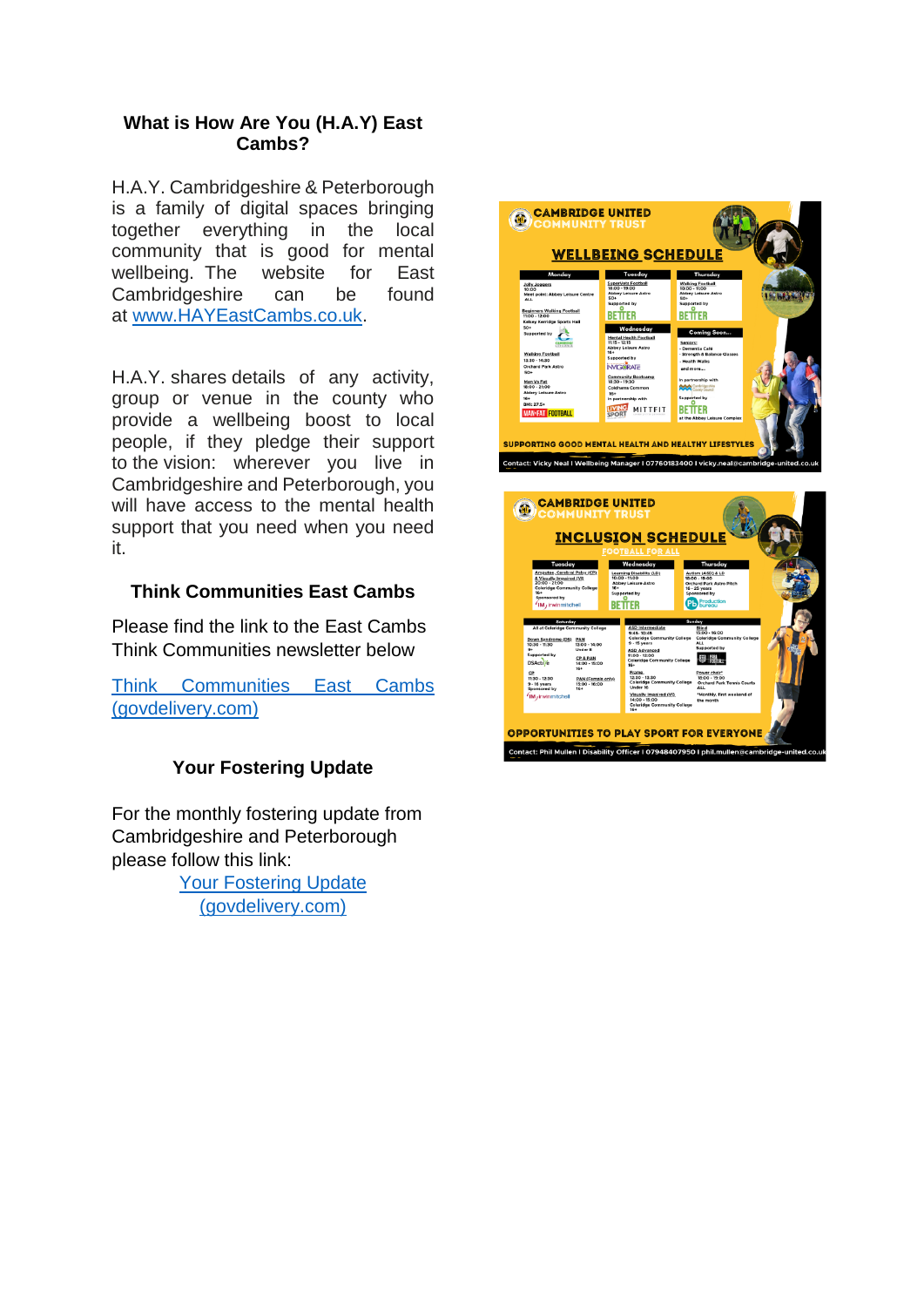### What is How Are You (H.A.Y) East Cambs?

H.A.Y. Cambridgeshire & Peterborough is a family of digital spaces bringing together everything in the local community that is good for mental wellbeing. The website for East Cambridgeshire can be found at [www.HAYEastCambs.co.uk](www.HAYEastCambs.co.uk).

H.A.Y. shares details of any activity, group or venue in the county who provide a wellbeing boost to local people, if they pledge their support to the vision: wherever you live in Cambridgeshire and Peterborough, you will have access to the mental health support that you need when you need it.

### Think Communities East Cambs

Please find the link to the East Cambs Think Communities newsletter below

Think Communities East Cambs (govdelivery.com)

### Your Fostering Update

For the monthly fostering update from Cambridgeshire and Peterborough please follow this link:

Your Fostering Update (govdelivery.com)